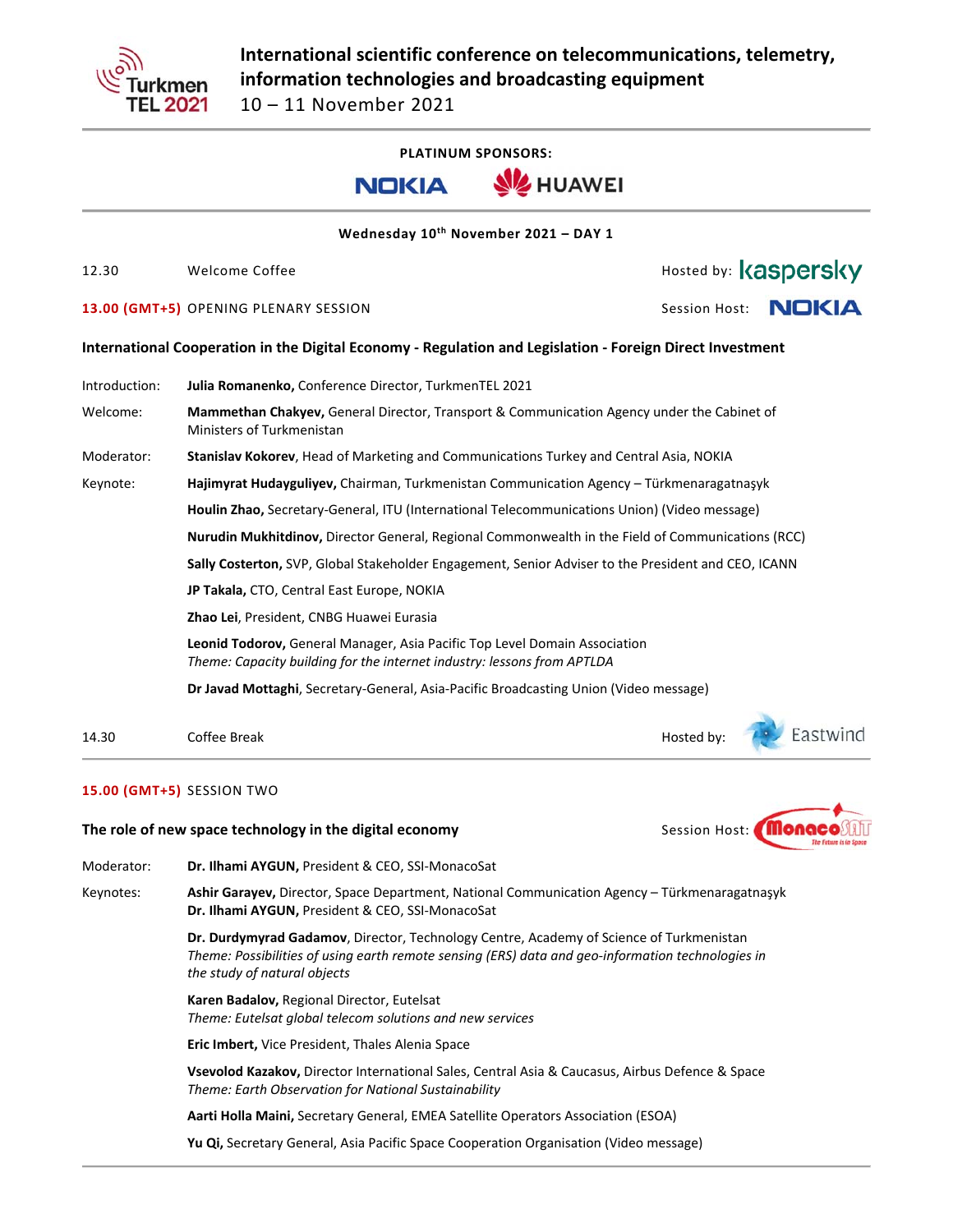# International scientific conference on telecommunications, telemetry, information technologies and broadcasting equipment

10 – 11 November 2021

**PLATINUM SPONSORS:**

NOKIA HUAWEI

**Wednesday 10th November 2021 – DAY 1**

12.30 Welcome Coffee — Hosted by: kaspersky

**13.00 (GMT+5)** OPENING PLENARY SESSION — Session Host: NOKIA

**International Cooperation in the Digital Economy - Regulation and Legislation - Foreign Direct Investment**

Introduction: **Julia Romanenko,** Conference Director, TurkmenTEL 2021

Welcome: **Mammethan Chakyev,** General Director, Transport & Communication Agency under the Cabinet of Ministers of Turkmenistan

Moderator: **Stanislav Kokorev**, Head of Marketing and Communications Turkey and Central Asia, NOKIA

Keynote:

**Hajimyrat Hudayguliyev,** Chairman, Turkmenistan Communication Agency – Türkmenaragatnaşyk

**Houlin Zhao,** Secretary-General, ITU (International Telecommunications Union) (Video message)

**Nurudin Mukhitdinov,** Director General, Regional Commonwealth in the Field of Communications (RCC)

**Sally Costerton,** SVP, Global Stakeholder Engagement, Senior Adviser to the President and CEO, ICANN

**JP Takala,** CTO, Central East Europe, NOKIA

**Zhao Lei**, President, CNBG Huawei Eurasia

**Leonid Todorov,** General Manager, Asia Pacific Top Level Domain Association
*Theme: Capacity building for the internet industry: lessons from APTLDA*

**Dr Javad Mottaghi**, Secretary-General, Asia-Pacific Broadcasting Union (Video message)

14.30 Coffee Break — Hosted by: Eastwind

**15.00 (GMT+5)** SESSION TWO

**The role of new space technology in the digital economy** — Session Host: MonacoSAT

Moderator: **Dr. Ilhami AYGUN,** President & CEO, SSI-MonacoSat

Keynotes:

**Ashir Garayev,** Director, Space Department, National Communication Agency – Türkmenaragatnaşyk
**Dr. Ilhami AYGUN,** President & CEO, SSI-MonacoSat

**Dr. Durdymyrad Gadamov**, Director, Technology Centre, Academy of Science of Turkmenistan
*Theme: Possibilities of using earth remote sensing (ERS) data and geo-information technologies in the study of natural objects*

**Karen Badalov,** Regional Director, Eutelsat
*Theme: Eutelsat global telecom solutions and new services*

**Eric Imbert,** Vice President, Thales Alenia Space

**Vsevolod Kazakov,** Director International Sales, Central Asia & Caucasus, Airbus Defence & Space
*Theme: Earth Observation for National Sustainability*

**Aarti Holla Maini,** Secretary General, EMEA Satellite Operators Association (ESOA)

**Yu Qi,** Secretary General, Asia Pacific Space Cooperation Organisation (Video message)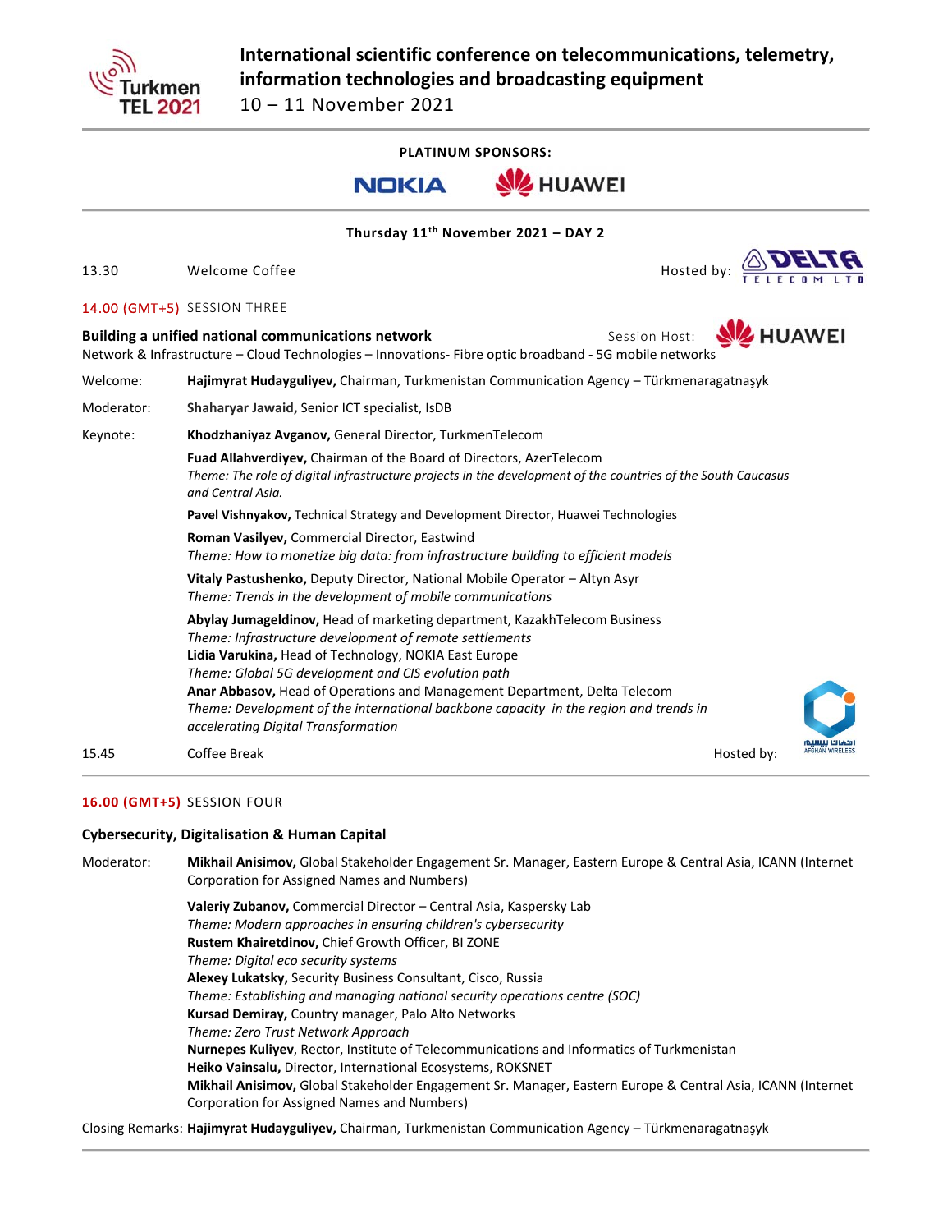# International scientific conference on telecommunications, telemetry, information technologies and broadcasting equipment

10 – 11 November 2021

**PLATINUM SPONSORS:**

NOKIA HUAWEI

**Thursday 11th November 2021 – DAY 2**

13.30 Welcome Coffee — Hosted by: DELTA TELECOM LTD

**14.00 (GMT+5)** SESSION THREE

**Building a unified national communications network** — Session Host: HUAWEI

Network & Infrastructure – Cloud Technologies – Innovations- Fibre optic broadband - 5G mobile networks

Welcome: **Hajimyrat Hudayguliyev,** Chairman, Turkmenistan Communication Agency – Türkmenaragatnaşyk

Moderator: **Shaharyar Jawaid,** Senior ICT specialist, IsDB

Keynote: **Khodzhaniyaz Avganov,** General Director, TurkmenTelecom

**Fuad Allahverdiyev,** Chairman of the Board of Directors, AzerTelecom
*Theme: The role of digital infrastructure projects in the development of the countries of the South Caucasus and Central Asia.*

**Pavel Vishnyakov,** Technical Strategy and Development Director, Huawei Technologies

**Roman Vasilyev,** Commercial Director, Eastwind
*Theme: How to monetize big data: from infrastructure building to efficient models*

**Vitaly Pastushenko,** Deputy Director, National Mobile Operator – Altyn Asyr
*Theme: Trends in the development of mobile communications*

**Abylay Jumageldinov,** Head of marketing department, KazakhTelecom Business
*Theme: Infrastructure development of remote settlements*
**Lidia Varukina,** Head of Technology, NOKIA East Europe
*Theme: Global 5G development and CIS evolution path*
**Anar Abbasov,** Head of Operations and Management Department, Delta Telecom
*Theme: Development of the international backbone capacity in the region and trends in accelerating Digital Transformation*

15.45 Coffee Break — Hosted by: AFGHAN WIRELESS

**16.00 (GMT+5)** SESSION FOUR

**Cybersecurity, Digitalisation & Human Capital**

Moderator: **Mikhail Anisimov,** Global Stakeholder Engagement Sr. Manager, Eastern Europe & Central Asia, ICANN (Internet Corporation for Assigned Names and Numbers)

**Valeriy Zubanov,** Commercial Director – Central Asia, Kaspersky Lab
*Theme: Modern approaches in ensuring children's cybersecurity*
**Rustem Khairetdinov,** Chief Growth Officer, BI ZONE
*Theme: Digital eco security systems*
**Alexey Lukatsky,** Security Business Consultant, Cisco, Russia
*Theme: Establishing and managing national security operations centre (SOC)*
**Kursad Demiray,** Country manager, Palo Alto Networks
*Theme: Zero Trust Network Approach*
**Nurnepes Kuliyev**, Rector, Institute of Telecommunications and Informatics of Turkmenistan
**Heiko Vainsalu,** Director, International Ecosystems, ROKSNET
**Mikhail Anisimov,** Global Stakeholder Engagement Sr. Manager, Eastern Europe & Central Asia, ICANN (Internet Corporation for Assigned Names and Numbers)

Closing Remarks: **Hajimyrat Hudayguliyev,** Chairman, Turkmenistan Communication Agency – Türkmenaragatnaşyk